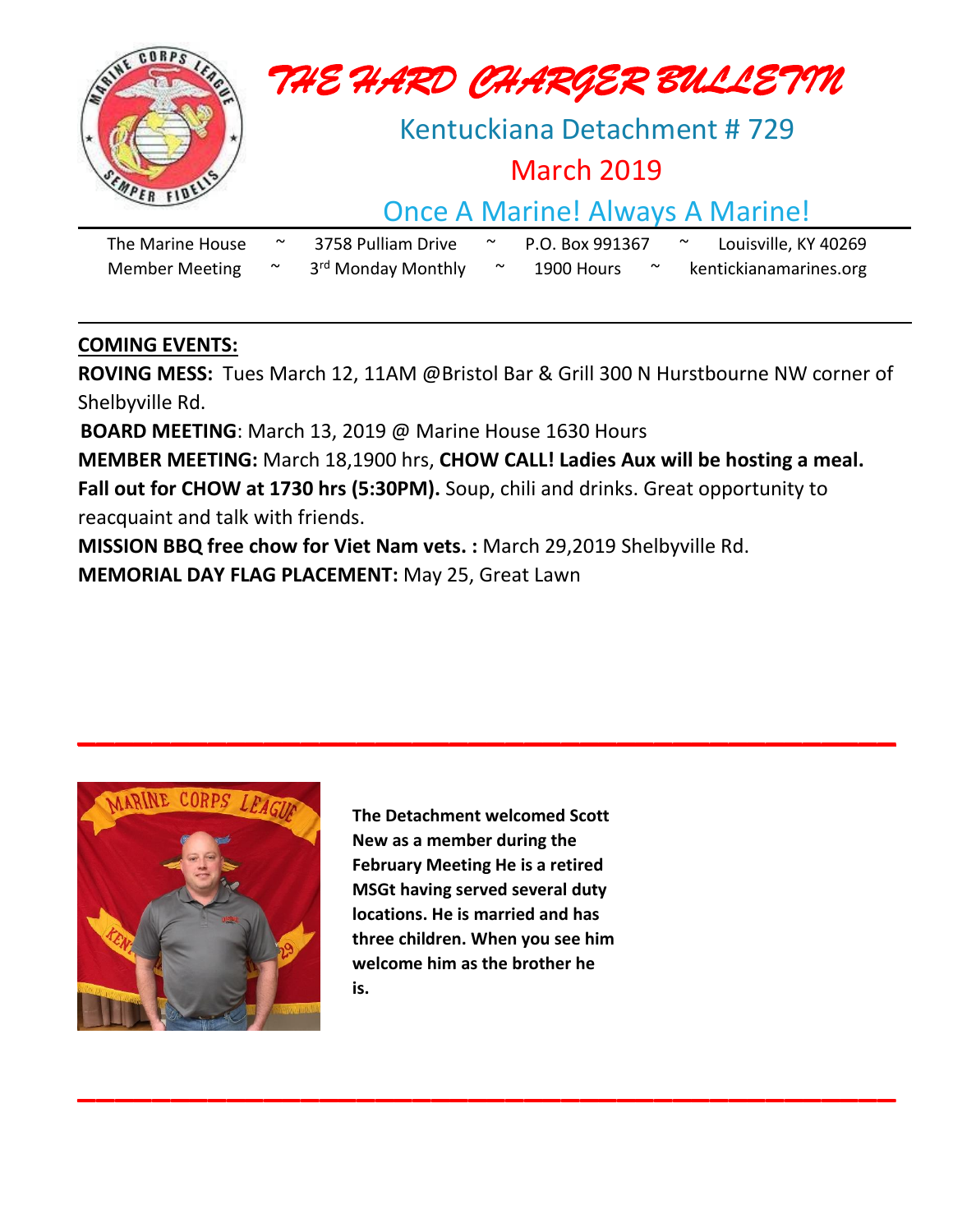# *THE HARD CHARGER BULLETIN*

## Kentuckiana Detachment # 729

## March 2019

## Once A Marine! Always A Marine!

The Marine House ~ 3758 Pulliam Drive ~ P.O. Box 991367 ~ Louisville, KY 40269
Member Meeting ~ 3rd Monday Monthly ~ 1900 Hours ~ kentickianamarines.org

**COMING EVENTS:**

**ROVING MESS:** Tues March 12, 11AM @Bristol Bar & Grill 300 N Hurstbourne NW corner of Shelbyville Rd.

**BOARD MEETING**: March 13, 2019 @ Marine House 1630 Hours

**MEMBER MEETING:** March 18,1900 hrs, **CHOW CALL! Ladies Aux will be hosting a meal. Fall out for CHOW at 1730 hrs (5:30PM).** Soup, chili and drinks. Great opportunity to reacquaint and talk with friends.

**MISSION BBQ free chow for Viet Nam vets. :** March 29,2019 Shelbyville Rd.

**MEMORIAL DAY FLAG PLACEMENT:** May 25, Great Lawn

---

**The Detachment welcomed Scott New as a member during the February Meeting He is a retired MSGt having served several duty locations. He is married and has three children. When you see him welcome him as the brother he is.**

---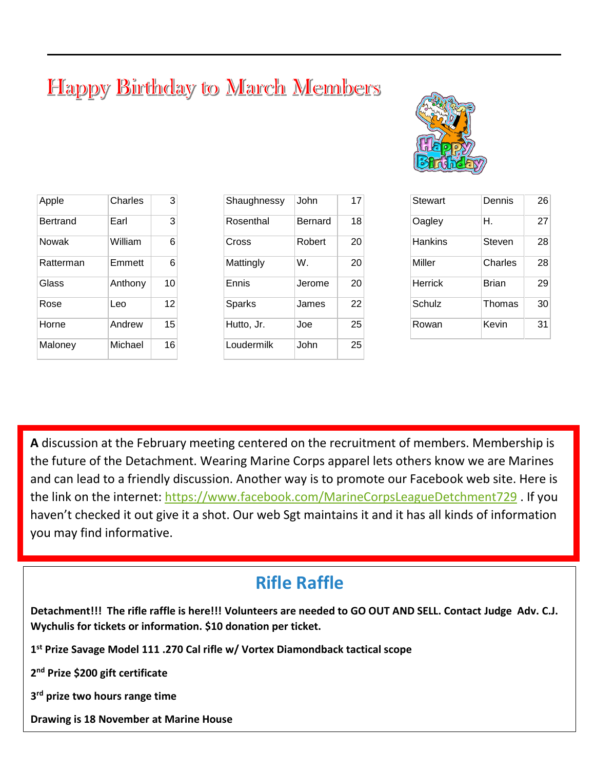# Happy Birthday to March Members

| | | |
|---|---|---|
| Apple | Charles | 3 |
| Bertrand | Earl | 3 |
| Nowak | William | 6 |
| Ratterman | Emmett | 6 |
| Glass | Anthony | 10 |
| Rose | Leo | 12 |
| Horne | Andrew | 15 |
| Maloney | Michael | 16 |
| Shaughnessy | John | 17 |
| Rosenthal | Bernard | 18 |
| Cross | Robert | 20 |
| Mattingly | W. | 20 |
| Ennis | Jerome | 20 |
| Sparks | James | 22 |
| Hutto, Jr. | Joe | 25 |
| Loudermilk | John | 25 |
| Stewart | Dennis | 26 |
| Oagley | H. | 27 |
| Hankins | Steven | 28 |
| Miller | Charles | 28 |
| Herrick | Brian | 29 |
| Schulz | Thomas | 30 |
| Rowan | Kevin | 31 |

**A** discussion at the February meeting centered on the recruitment of members. Membership is the future of the Detachment. Wearing Marine Corps apparel lets others know we are Marines and can lead to a friendly discussion. Another way is to promote our Facebook web site. Here is the link on the internet: https://www.facebook.com/MarineCorpsLeagueDetchment729 . If you haven't checked it out give it a shot. Our web Sgt maintains it and it has all kinds of information you may find informative.

## Rifle Raffle

**Detachment!!! The rifle raffle is here!!! Volunteers are needed to GO OUT AND SELL. Contact Judge Adv. C.J. Wychulis for tickets or information. $10 donation per ticket.**

**1st Prize Savage Model 111 .270 Cal rifle w/ Vortex Diamondback tactical scope**

**2nd Prize $200 gift certificate**

**3rd prize two hours range time**

**Drawing is 18 November at Marine House**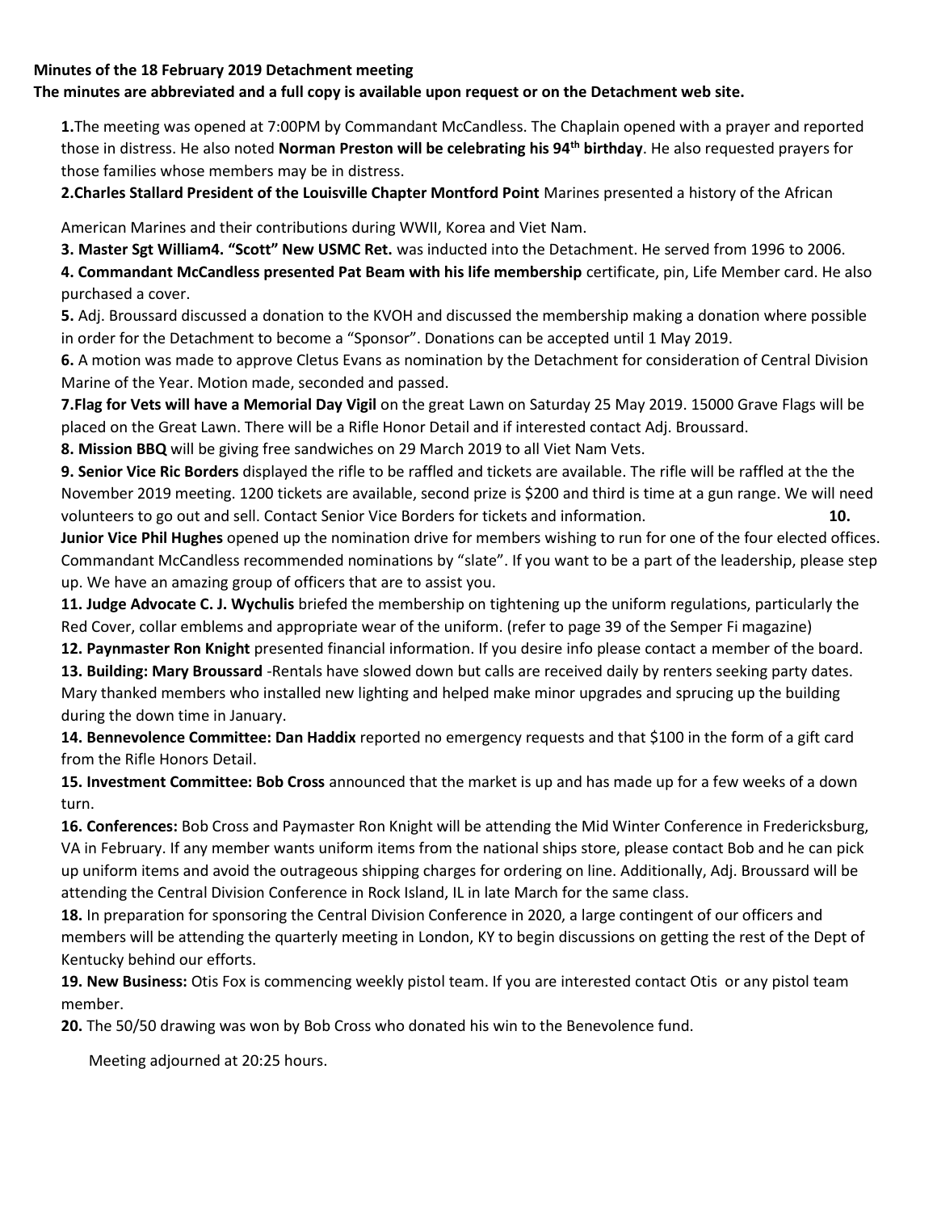**Minutes of the 18 February 2019 Detachment meeting**

**The minutes are abbreviated and a full copy is available upon request or on the Detachment web site.**

**1.**The meeting was opened at 7:00PM by Commandant McCandless. The Chaplain opened with a prayer and reported those in distress. He also noted **Norman Preston will be celebrating his 94th birthday**. He also requested prayers for those families whose members may be in distress.

**2.Charles Stallard President of the Louisville Chapter Montford Point** Marines presented a history of the African American Marines and their contributions during WWII, Korea and Viet Nam.

**3. Master Sgt William4. "Scott" New USMC Ret.** was inducted into the Detachment. He served from 1996 to 2006.

**4. Commandant McCandless presented Pat Beam with his life membership** certificate, pin, Life Member card. He also purchased a cover.

**5.** Adj. Broussard discussed a donation to the KVOH and discussed the membership making a donation where possible in order for the Detachment to become a "Sponsor". Donations can be accepted until 1 May 2019.

**6.** A motion was made to approve Cletus Evans as nomination by the Detachment for consideration of Central Division Marine of the Year. Motion made, seconded and passed.

**7.Flag for Vets will have a Memorial Day Vigil** on the great Lawn on Saturday 25 May 2019. 15000 Grave Flags will be placed on the Great Lawn. There will be a Rifle Honor Detail and if interested contact Adj. Broussard.

**8. Mission BBQ** will be giving free sandwiches on 29 March 2019 to all Viet Nam Vets.

**9. Senior Vice Ric Borders** displayed the rifle to be raffled and tickets are available. The rifle will be raffled at the the November 2019 meeting. 1200 tickets are available, second prize is $200 and third is time at a gun range. We will need volunteers to go out and sell. Contact Senior Vice Borders for tickets and information.

**10. Junior Vice Phil Hughes** opened up the nomination drive for members wishing to run for one of the four elected offices. Commandant McCandless recommended nominations by "slate". If you want to be a part of the leadership, please step up. We have an amazing group of officers that are to assist you.

**11. Judge Advocate C. J. Wychulis** briefed the membership on tightening up the uniform regulations, particularly the Red Cover, collar emblems and appropriate wear of the uniform. (refer to page 39 of the Semper Fi magazine)

**12. Paynmaster Ron Knight** presented financial information. If you desire info please contact a member of the board.

**13. Building: Mary Broussard** -Rentals have slowed down but calls are received daily by renters seeking party dates. Mary thanked members who installed new lighting and helped make minor upgrades and sprucing up the building during the down time in January.

**14. Bennevolence Committee: Dan Haddix** reported no emergency requests and that $100 in the form of a gift card from the Rifle Honors Detail.

**15. Investment Committee: Bob Cross** announced that the market is up and has made up for a few weeks of a down turn.

**16. Conferences:** Bob Cross and Paymaster Ron Knight will be attending the Mid Winter Conference in Fredericksburg, VA in February. If any member wants uniform items from the national ships store, please contact Bob and he can pick up uniform items and avoid the outrageous shipping charges for ordering on line. Additionally, Adj. Broussard will be attending the Central Division Conference in Rock Island, IL in late March for the same class.

**18.** In preparation for sponsoring the Central Division Conference in 2020, a large contingent of our officers and members will be attending the quarterly meeting in London, KY to begin discussions on getting the rest of the Dept of Kentucky behind our efforts.

**19. New Business:** Otis Fox is commencing weekly pistol team. If you are interested contact Otis or any pistol team member.

**20.** The 50/50 drawing was won by Bob Cross who donated his win to the Benevolence fund.

Meeting adjourned at 20:25 hours.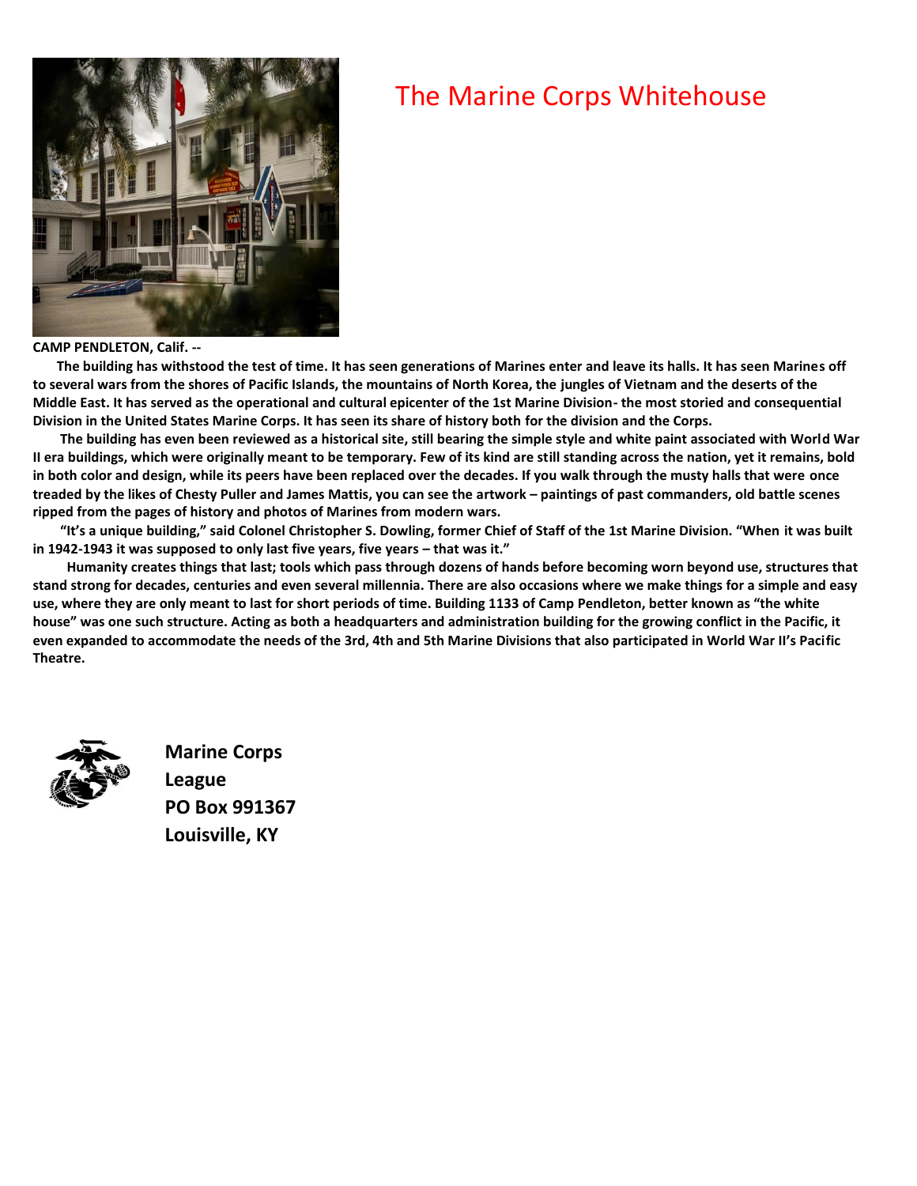# The Marine Corps Whitehouse

**CAMP PENDLETON, Calif. --**

**The building has withstood the test of time. It has seen generations of Marines enter and leave its halls. It has seen Marines off to several wars from the shores of Pacific Islands, the mountains of North Korea, the jungles of Vietnam and the deserts of the Middle East. It has served as the operational and cultural epicenter of the 1st Marine Division- the most storied and consequential Division in the United States Marine Corps. It has seen its share of history both for the division and the Corps.**

**The building has even been reviewed as a historical site, still bearing the simple style and white paint associated with World War II era buildings, which were originally meant to be temporary. Few of its kind are still standing across the nation, yet it remains, bold in both color and design, while its peers have been replaced over the decades. If you walk through the musty halls that were once treaded by the likes of Chesty Puller and James Mattis, you can see the artwork – paintings of past commanders, old battle scenes ripped from the pages of history and photos of Marines from modern wars.**

**"It's a unique building," said Colonel Christopher S. Dowling, former Chief of Staff of the 1st Marine Division. "When it was built in 1942-1943 it was supposed to only last five years, five years – that was it."**

**Humanity creates things that last; tools which pass through dozens of hands before becoming worn beyond use, structures that stand strong for decades, centuries and even several millennia. There are also occasions where we make things for a simple and easy use, where they are only meant to last for short periods of time. Building 1133 of Camp Pendleton, better known as "the white house" was one such structure. Acting as both a headquarters and administration building for the growing conflict in the Pacific, it even expanded to accommodate the needs of the 3rd, 4th and 5th Marine Divisions that also participated in World War II's Pacific Theatre.**

**Marine Corps League**
**PO Box 991367**
**Louisville, KY**